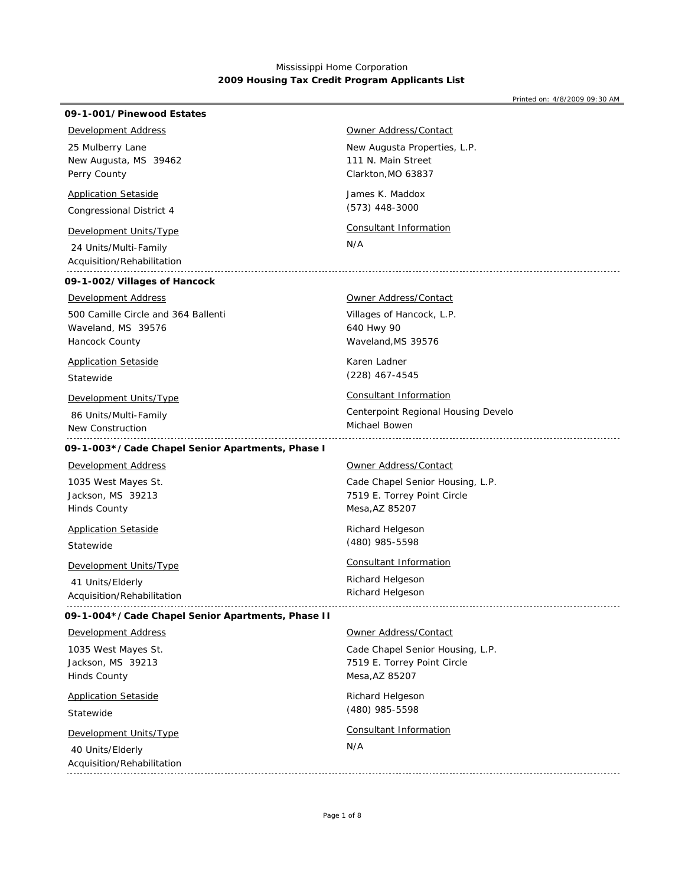Mississippi Home Corporation

**2009 Housing Tax Credit Program Applicants List**

Printed on: 4/8/2009 09:30 AM

**09-1-001/Pinewood Estates**

Development Address

25 Mulberry Lane
New Augusta, MS 39462
Perry County

Application Setaside

Congressional District 4

Development Units/Type

24 Units/Multi-Family
Acquisition/Rehabilitation

Owner Address/Contact

New Augusta Properties, L.P.
111 N. Main Street
Clarkton,MO 63837

James K. Maddox
(573) 448-3000

Consultant Information

N/A

---

**09-1-002/Villages of Hancock**

Development Address

500 Camille Circle and 364 Ballenti
Waveland, MS 39576
Hancock County

Application Setaside

Statewide

Development Units/Type

86 Units/Multi-Family
New Construction

Owner Address/Contact

Villages of Hancock, L.P.
640 Hwy 90
Waveland,MS 39576

Karen Ladner
(228) 467-4545

Consultant Information

Centerpoint Regional Housing Develo
Michael Bowen

---

**09-1-003*/Cade Chapel Senior Apartments, Phase I**

Development Address

1035 West Mayes St.
Jackson, MS 39213
Hinds County

Application Setaside

Statewide

Development Units/Type

41 Units/Elderly
Acquisition/Rehabilitation

Owner Address/Contact

Cade Chapel Senior Housing, L.P.
7519 E. Torrey Point Circle
Mesa,AZ 85207

Richard Helgeson
(480) 985-5598

Consultant Information

Richard Helgeson
Richard Helgeson

---

**09-1-004*/Cade Chapel Senior Apartments, Phase II**

Development Address

1035 West Mayes St.
Jackson, MS 39213
Hinds County

Application Setaside

Statewide

Development Units/Type

40 Units/Elderly
Acquisition/Rehabilitation

Owner Address/Contact

Cade Chapel Senior Housing, L.P.
7519 E. Torrey Point Circle
Mesa,AZ 85207

Richard Helgeson
(480) 985-5598

Consultant Information

N/A

---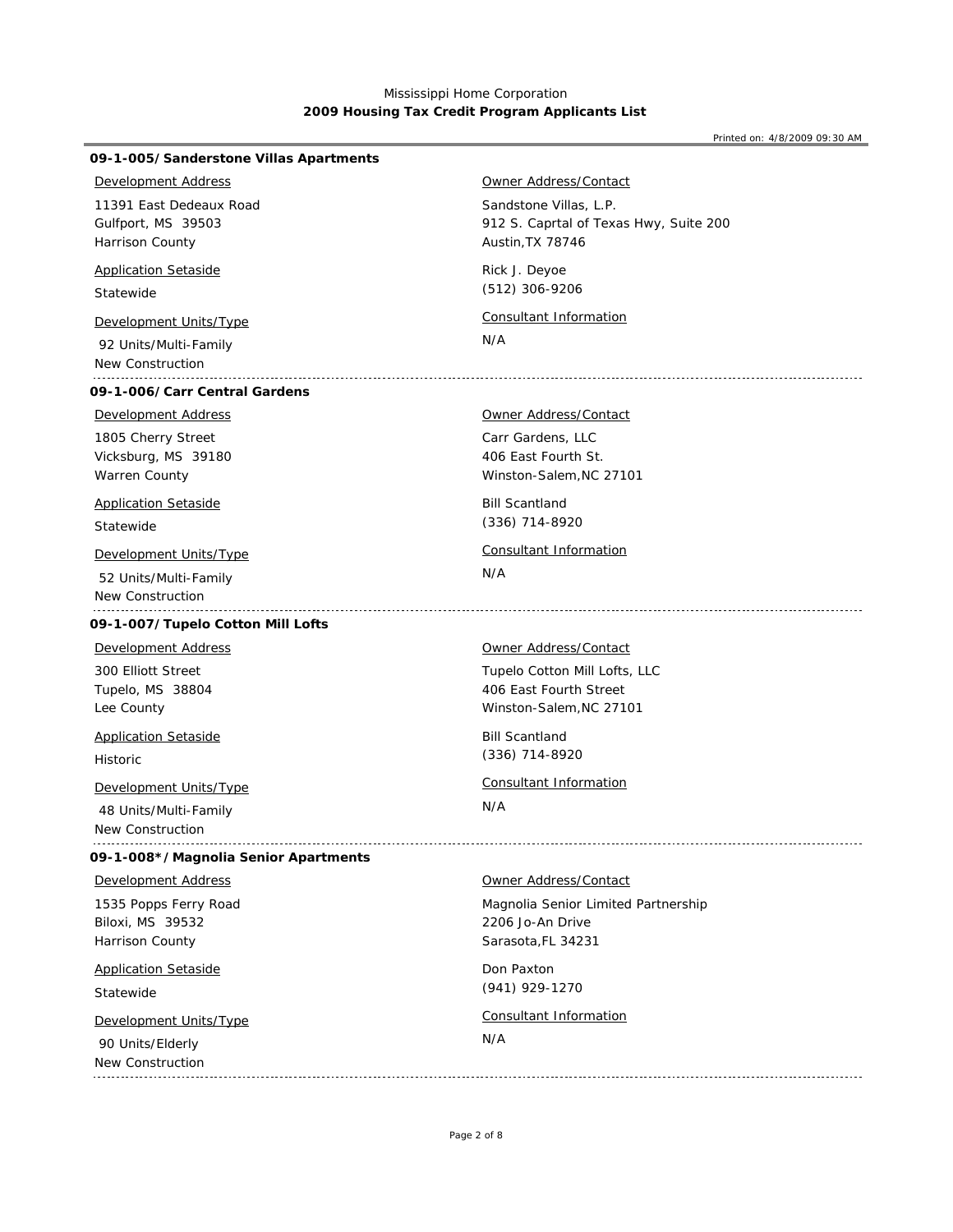Mississippi Home Corporation
**2009 Housing Tax Credit Program Applicants List**

Printed on: 4/8/2009 09:30 AM

### 09-1-005/Sanderstone Villas Apartments

Development Address

11391 East Dedeaux Road
Gulfport, MS 39503
Harrison County

Application Setaside

Statewide

Development Units/Type

92 Units/Multi-Family
New Construction

Owner Address/Contact

Sandstone Villas, L.P.
912 S. Caprtal of Texas Hwy, Suite 200
Austin,TX 78746

Rick J. Deyoe
(512) 306-9206

Consultant Information

N/A

---

### 09-1-006/Carr Central Gardens

Development Address

1805 Cherry Street
Vicksburg, MS 39180
Warren County

Application Setaside

Statewide

Development Units/Type

52 Units/Multi-Family
New Construction

Owner Address/Contact

Carr Gardens, LLC
406 East Fourth St.
Winston-Salem,NC 27101

Bill Scantland
(336) 714-8920

Consultant Information

N/A

---

### 09-1-007/Tupelo Cotton Mill Lofts

Development Address

300 Elliott Street
Tupelo, MS 38804
Lee County

Application Setaside

Historic

Development Units/Type

48 Units/Multi-Family
New Construction

Owner Address/Contact

Tupelo Cotton Mill Lofts, LLC
406 East Fourth Street
Winston-Salem,NC 27101

Bill Scantland
(336) 714-8920

Consultant Information

N/A

---

### 09-1-008*/Magnolia Senior Apartments

Development Address

1535 Popps Ferry Road
Biloxi, MS 39532
Harrison County

Application Setaside

Statewide

Development Units/Type

90 Units/Elderly
New Construction

Owner Address/Contact

Magnolia Senior Limited Partnership
2206 Jo-An Drive
Sarasota,FL 34231

Don Paxton
(941) 929-1270

Consultant Information

N/A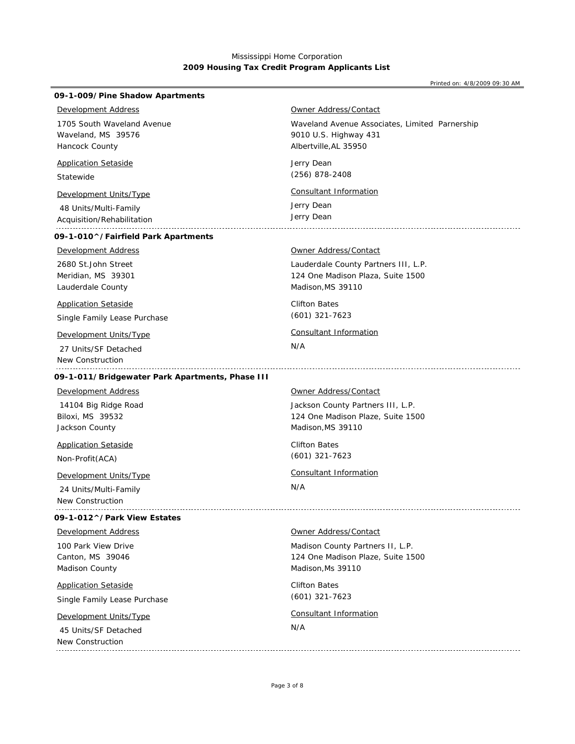Mississippi Home Corporation
**2009 Housing Tax Credit Program Applicants List**

Printed on: 4/8/2009 09:30 AM

### 09-1-009/Pine Shadow Apartments

Development Address

1705 South Waveland Avenue
Waveland, MS 39576
Hancock County

Application Setaside

Statewide

Development Units/Type

48 Units/Multi-Family
Acquisition/Rehabilitation

Owner Address/Contact

Waveland Avenue Associates, Limited Parnership
9010 U.S. Highway 431
Albertville,AL 35950

Jerry Dean
(256) 878-2408

Consultant Information

Jerry Dean
Jerry Dean

---

### 09-1-010^/Fairfield Park Apartments

Development Address

2680 St.John Street
Meridian, MS 39301
Lauderdale County

Application Setaside

Single Family Lease Purchase

Development Units/Type

27 Units/SF Detached
New Construction

Owner Address/Contact

Lauderdale County Partners III, L.P.
124 One Madison Plaza, Suite 1500
Madison,MS 39110

Clifton Bates
(601) 321-7623

Consultant Information

N/A

---

### 09-1-011/Bridgewater Park Apartments, Phase III

Development Address

14104 Big Ridge Road
Biloxi, MS 39532
Jackson County

Application Setaside

Non-Profit(ACA)

Development Units/Type

24 Units/Multi-Family
New Construction

Owner Address/Contact

Jackson County Partners III, L.P.
124 One Madison Plaze, Suite 1500
Madison,MS 39110

Clifton Bates
(601) 321-7623

Consultant Information

N/A

---

### 09-1-012^/Park View Estates

Development Address

100 Park View Drive
Canton, MS 39046
Madison County

Application Setaside

Single Family Lease Purchase

Development Units/Type

45 Units/SF Detached
New Construction

Owner Address/Contact

Madison County Partners II, L.P.
124 One Madison Plaze, Suite 1500
Madison,Ms 39110

Clifton Bates
(601) 321-7623

Consultant Information

N/A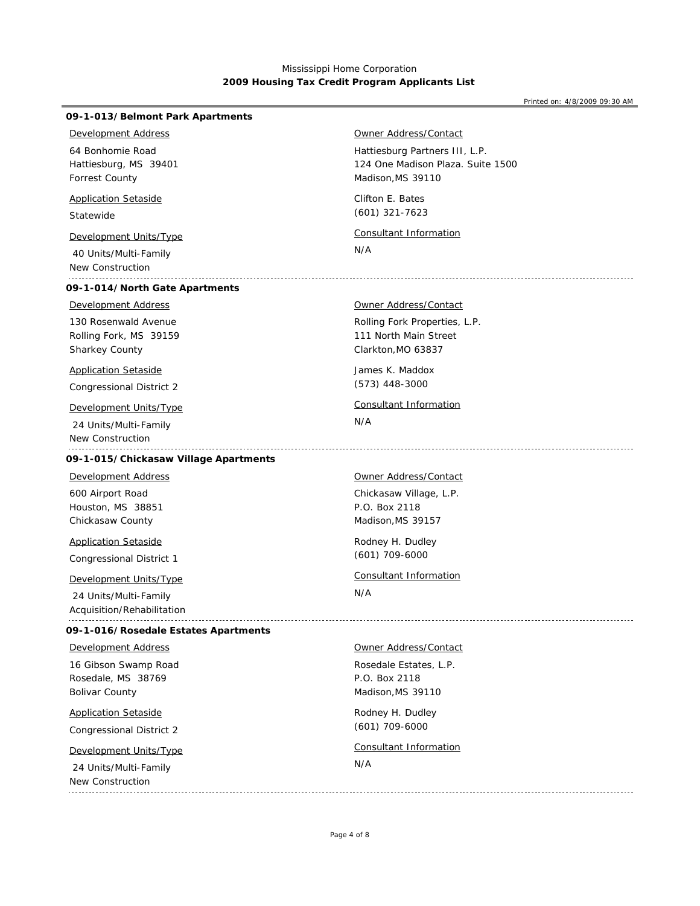Mississippi Home Corporation
**2009 Housing Tax Credit Program Applicants List**

Printed on: 4/8/2009 09:30 AM

### 09-1-013/Belmont Park Apartments

Development Address

64 Bonhomie Road
Hattiesburg, MS 39401
Forrest County

Application Setaside

Statewide

Development Units/Type

40 Units/Multi-Family
New Construction

Owner Address/Contact

Hattiesburg Partners III, L.P.
124 One Madison Plaza. Suite 1500
Madison,MS 39110

Clifton E. Bates
(601) 321-7623

Consultant Information

N/A

---

### 09-1-014/North Gate Apartments

Development Address

130 Rosenwald Avenue
Rolling Fork, MS 39159
Sharkey County

Application Setaside

Congressional District 2

Development Units/Type

24 Units/Multi-Family
New Construction

Owner Address/Contact

Rolling Fork Properties, L.P.
111 North Main Street
Clarkton,MO 63837

James K. Maddox
(573) 448-3000

Consultant Information

N/A

---

### 09-1-015/Chickasaw Village Apartments

Development Address

600 Airport Road
Houston, MS 38851
Chickasaw County

Application Setaside

Congressional District 1

Development Units/Type

24 Units/Multi-Family
Acquisition/Rehabilitation

Owner Address/Contact

Chickasaw Village, L.P.
P.O. Box 2118
Madison,MS 39157

Rodney H. Dudley
(601) 709-6000

Consultant Information

N/A

---

### 09-1-016/Rosedale Estates Apartments

Development Address

16 Gibson Swamp Road
Rosedale, MS 38769
Bolivar County

Application Setaside

Congressional District 2

Development Units/Type

24 Units/Multi-Family
New Construction

Owner Address/Contact

Rosedale Estates, L.P.
P.O. Box 2118
Madison,MS 39110

Rodney H. Dudley
(601) 709-6000

Consultant Information

N/A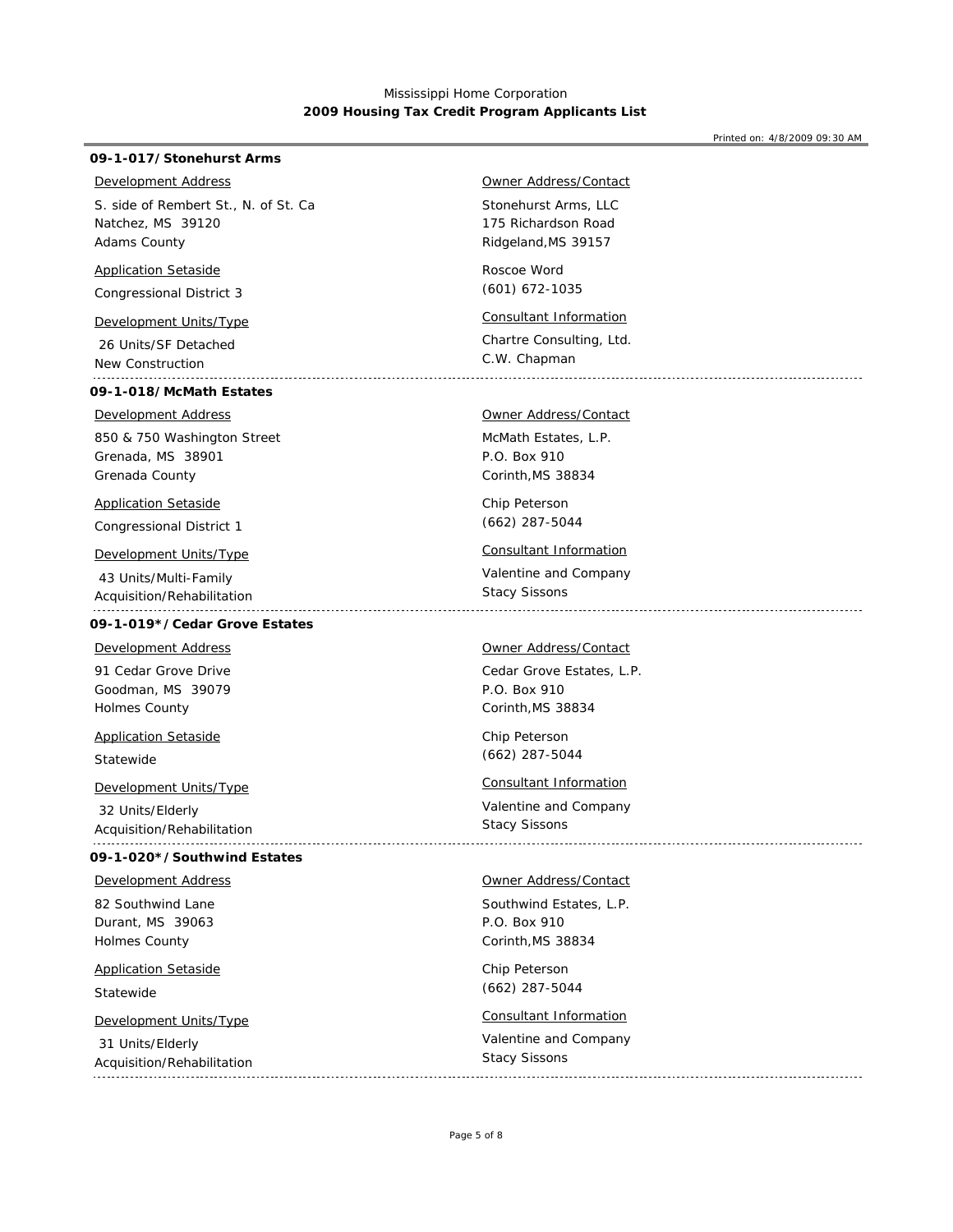Mississippi Home Corporation
**2009 Housing Tax Credit Program Applicants List**

Printed on: 4/8/2009 09:30 AM

### 09-1-017/Stonehurst Arms

**Development Address**
S. side of Rembert St., N. of St. Ca
Natchez, MS 39120
Adams County

**Application Setaside**
Congressional District 3

**Development Units/Type**
26 Units/SF Detached
New Construction

**Owner Address/Contact**
Stonehurst Arms, LLC
175 Richardson Road
Ridgeland,MS 39157

Roscoe Word
(601) 672-1035

**Consultant Information**
Chartre Consulting, Ltd.
C.W. Chapman

---

### 09-1-018/McMath Estates

**Development Address**
850 & 750 Washington Street
Grenada, MS 38901
Grenada County

**Application Setaside**
Congressional District 1

**Development Units/Type**
43 Units/Multi-Family
Acquisition/Rehabilitation

**Owner Address/Contact**
McMath Estates, L.P.
P.O. Box 910
Corinth,MS 38834

Chip Peterson
(662) 287-5044

**Consultant Information**
Valentine and Company
Stacy Sissons

---

### 09-1-019*/Cedar Grove Estates

**Development Address**
91 Cedar Grove Drive
Goodman, MS 39079
Holmes County

**Application Setaside**
Statewide

**Development Units/Type**
32 Units/Elderly
Acquisition/Rehabilitation

**Owner Address/Contact**
Cedar Grove Estates, L.P.
P.O. Box 910
Corinth,MS 38834

Chip Peterson
(662) 287-5044

**Consultant Information**
Valentine and Company
Stacy Sissons

---

### 09-1-020*/Southwind Estates

**Development Address**
82 Southwind Lane
Durant, MS 39063
Holmes County

**Application Setaside**
Statewide

**Development Units/Type**
31 Units/Elderly
Acquisition/Rehabilitation

**Owner Address/Contact**
Southwind Estates, L.P.
P.O. Box 910
Corinth,MS 38834

Chip Peterson
(662) 287-5044

**Consultant Information**
Valentine and Company
Stacy Sissons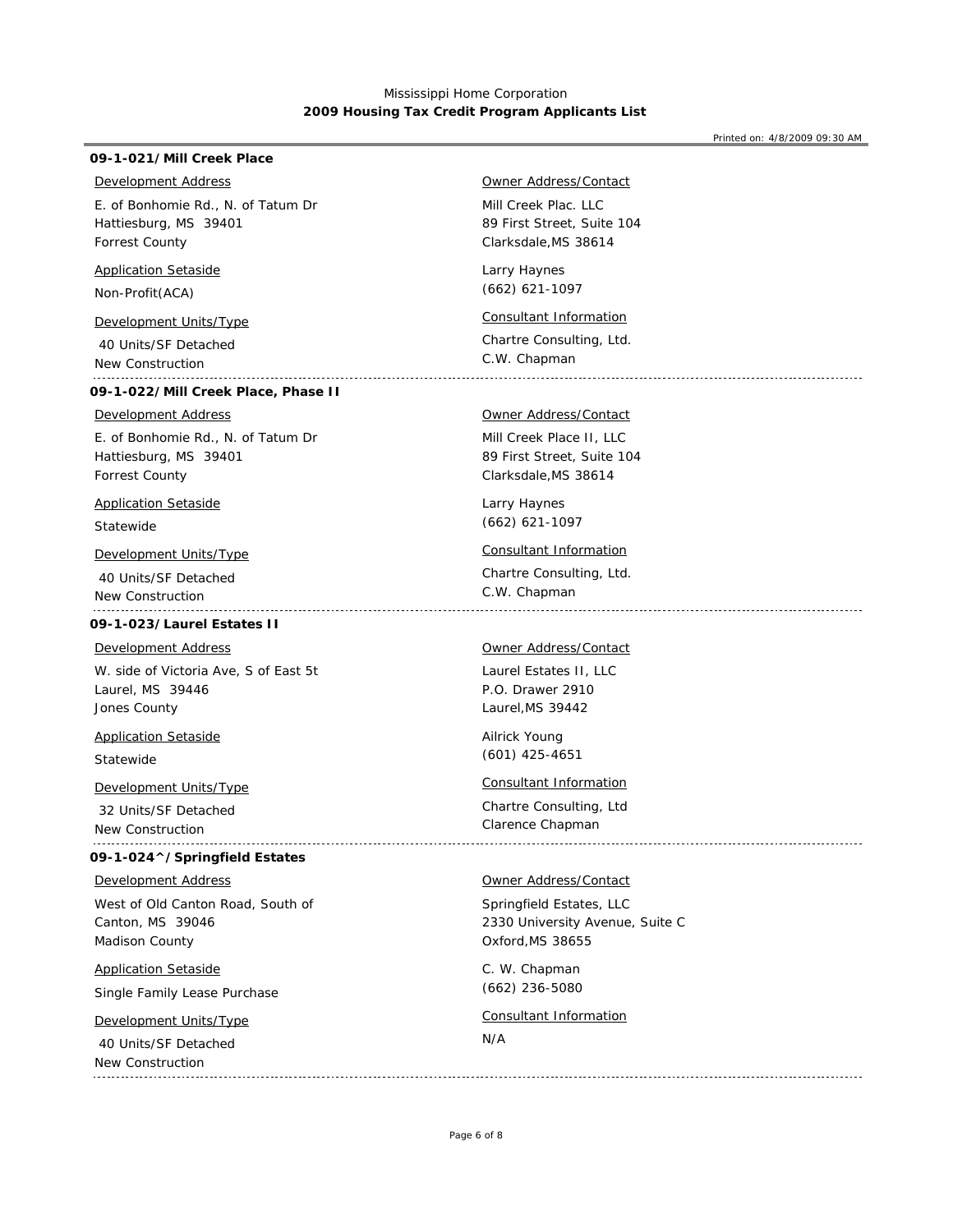# Mississippi Home Corporation
## 2009 Housing Tax Credit Program Applicants List

Printed on: 4/8/2009 09:30 AM

### 09-1-021/Mill Creek Place

**Development Address**

E. of Bonhomie Rd., N. of Tatum Dr
Hattiesburg, MS 39401
Forrest County

**Application Setaside**

Non-Profit(ACA)

**Development Units/Type**

40 Units/SF Detached
New Construction

**Owner Address/Contact**

Mill Creek Plac. LLC
89 First Street, Suite 104
Clarksdale,MS 38614

Larry Haynes
(662) 621-1097

**Consultant Information**

Chartre Consulting, Ltd.
C.W. Chapman

---

### 09-1-022/Mill Creek Place, Phase II

**Development Address**

E. of Bonhomie Rd., N. of Tatum Dr
Hattiesburg, MS 39401
Forrest County

**Application Setaside**

Statewide

**Development Units/Type**

40 Units/SF Detached
New Construction

**Owner Address/Contact**

Mill Creek Place II, LLC
89 First Street, Suite 104
Clarksdale,MS 38614

Larry Haynes
(662) 621-1097

**Consultant Information**

Chartre Consulting, Ltd.
C.W. Chapman

---

### 09-1-023/Laurel Estates II

**Development Address**

W. side of Victoria Ave, S of East 5t
Laurel, MS 39446
Jones County

**Application Setaside**

Statewide

**Development Units/Type**

32 Units/SF Detached
New Construction

**Owner Address/Contact**

Laurel Estates II, LLC
P.O. Drawer 2910
Laurel,MS 39442

Ailrick Young
(601) 425-4651

**Consultant Information**

Chartre Consulting, Ltd
Clarence Chapman

---

### 09-1-024^/Springfield Estates

**Development Address**

West of Old Canton Road, South of
Canton, MS 39046
Madison County

**Application Setaside**

Single Family Lease Purchase

**Development Units/Type**

40 Units/SF Detached
New Construction

**Owner Address/Contact**

Springfield Estates, LLC
2330 University Avenue, Suite C
Oxford,MS 38655

C. W. Chapman
(662) 236-5080

**Consultant Information**

N/A

---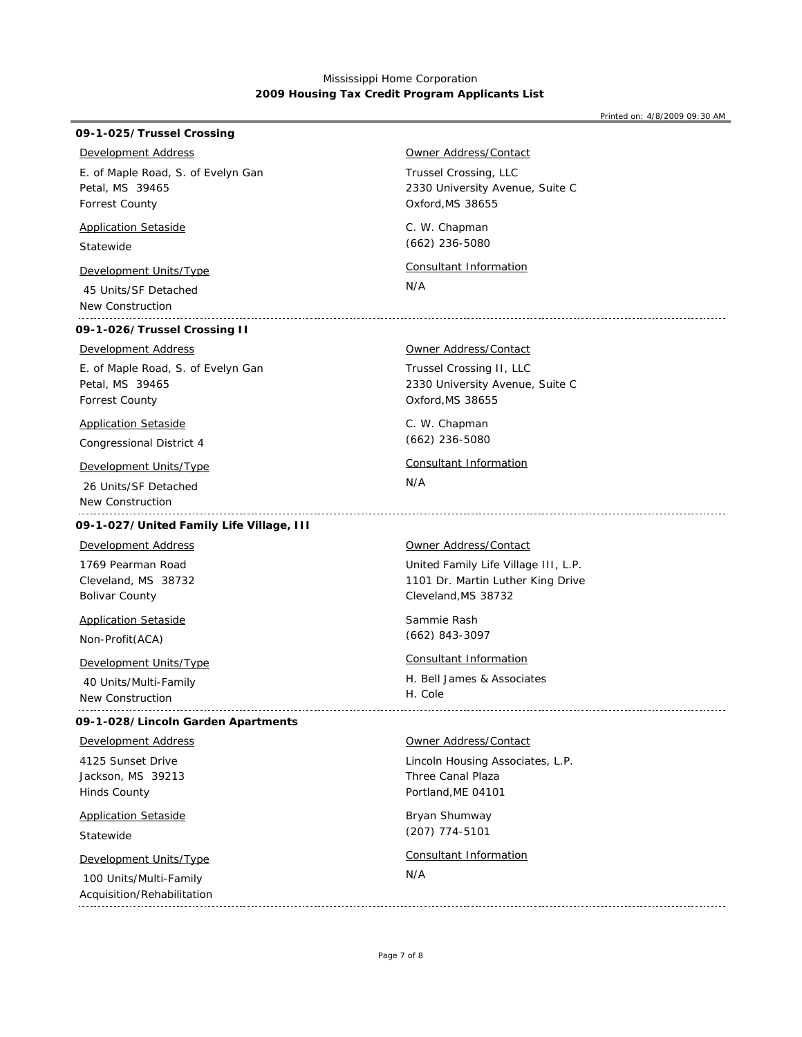Mississippi Home Corporation

**2009 Housing Tax Credit Program Applicants List**

Printed on: 4/8/2009 09:30 AM

### 09-1-025/Trussel Crossing

Development Address

E. of Maple Road, S. of Evelyn Gan
Petal, MS 39465
Forrest County

Application Setaside

Statewide

Development Units/Type

45 Units/SF Detached
New Construction

Owner Address/Contact

Trussel Crossing, LLC
2330 University Avenue, Suite C
Oxford,MS 38655

C. W. Chapman
(662) 236-5080

Consultant Information

N/A

---

### 09-1-026/Trussel Crossing II

Development Address

E. of Maple Road, S. of Evelyn Gan
Petal, MS 39465
Forrest County

Application Setaside

Congressional District 4

Development Units/Type

26 Units/SF Detached
New Construction

Owner Address/Contact

Trussel Crossing II, LLC
2330 University Avenue, Suite C
Oxford,MS 38655

C. W. Chapman
(662) 236-5080

Consultant Information

N/A

---

### 09-1-027/United Family Life Village, III

Development Address

1769 Pearman Road
Cleveland, MS 38732
Bolivar County

Application Setaside

Non-Profit(ACA)

Development Units/Type

40 Units/Multi-Family
New Construction

Owner Address/Contact

United Family Life Village III, L.P.
1101 Dr. Martin Luther King Drive
Cleveland,MS 38732

Sammie Rash
(662) 843-3097

Consultant Information

H. Bell James & Associates
H. Cole

---

### 09-1-028/Lincoln Garden Apartments

Development Address

4125 Sunset Drive
Jackson, MS 39213
Hinds County

Application Setaside

Statewide

Development Units/Type

100 Units/Multi-Family
Acquisition/Rehabilitation

Owner Address/Contact

Lincoln Housing Associates, L.P.
Three Canal Plaza
Portland,ME 04101

Bryan Shumway
(207) 774-5101

Consultant Information

N/A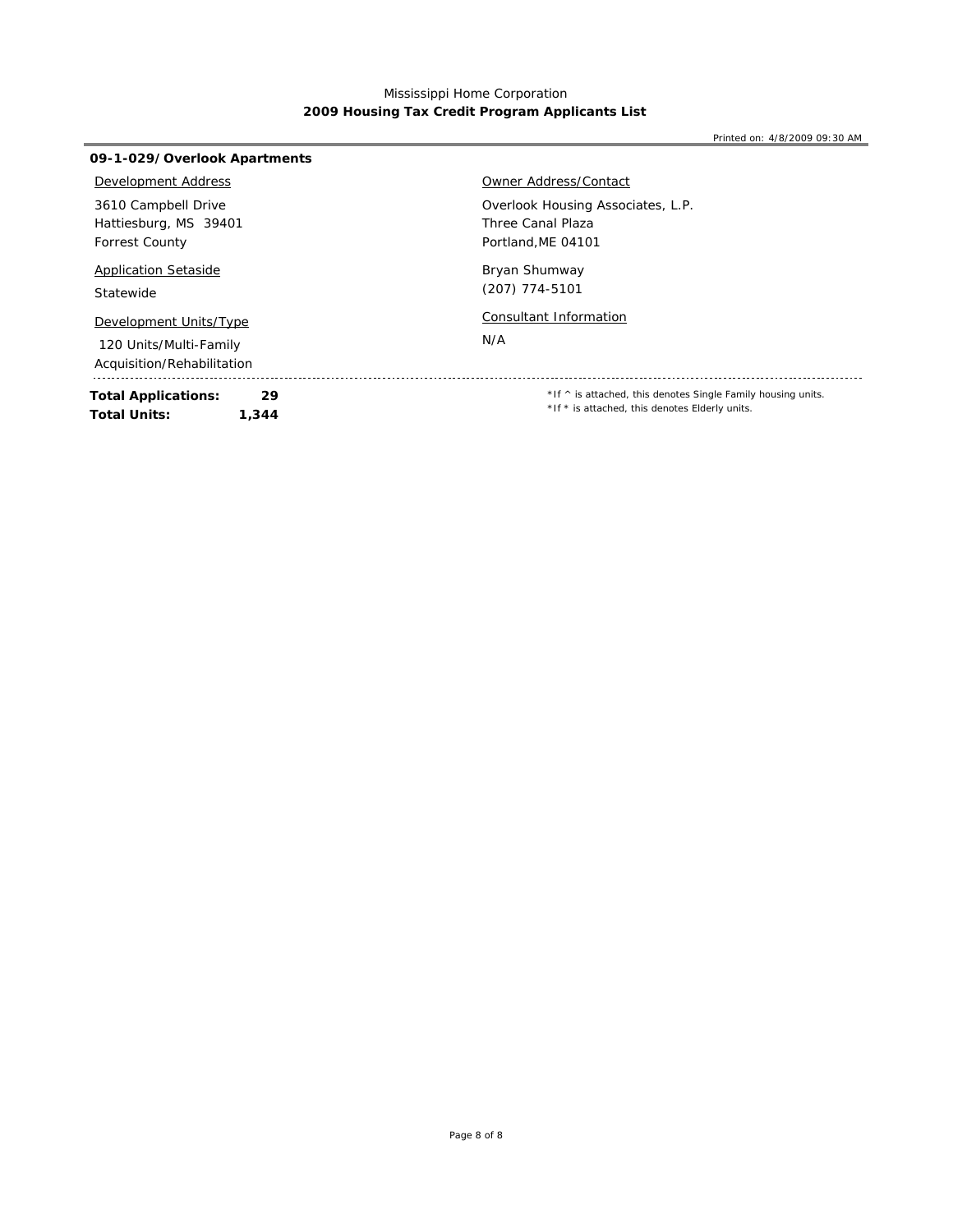Mississippi Home Corporation
**2009 Housing Tax Credit Program Applicants List**

Printed on: 4/8/2009 09:30 AM

### 09-1-029/Overlook Apartments

Development Address

3610 Campbell Drive
Hattiesburg, MS 39401
Forrest County

Application Setaside

Statewide

Development Units/Type

120 Units/Multi-Family
Acquisition/Rehabilitation

Owner Address/Contact

Overlook Housing Associates, L.P.
Three Canal Plaza
Portland,ME 04101

Bryan Shumway
(207) 774-5101

Consultant Information

N/A

---

**Total Applications:** **29**
**Total Units:** **1,344**

*If ^ is attached, this denotes Single Family housing units.
*If * is attached, this denotes Elderly units.